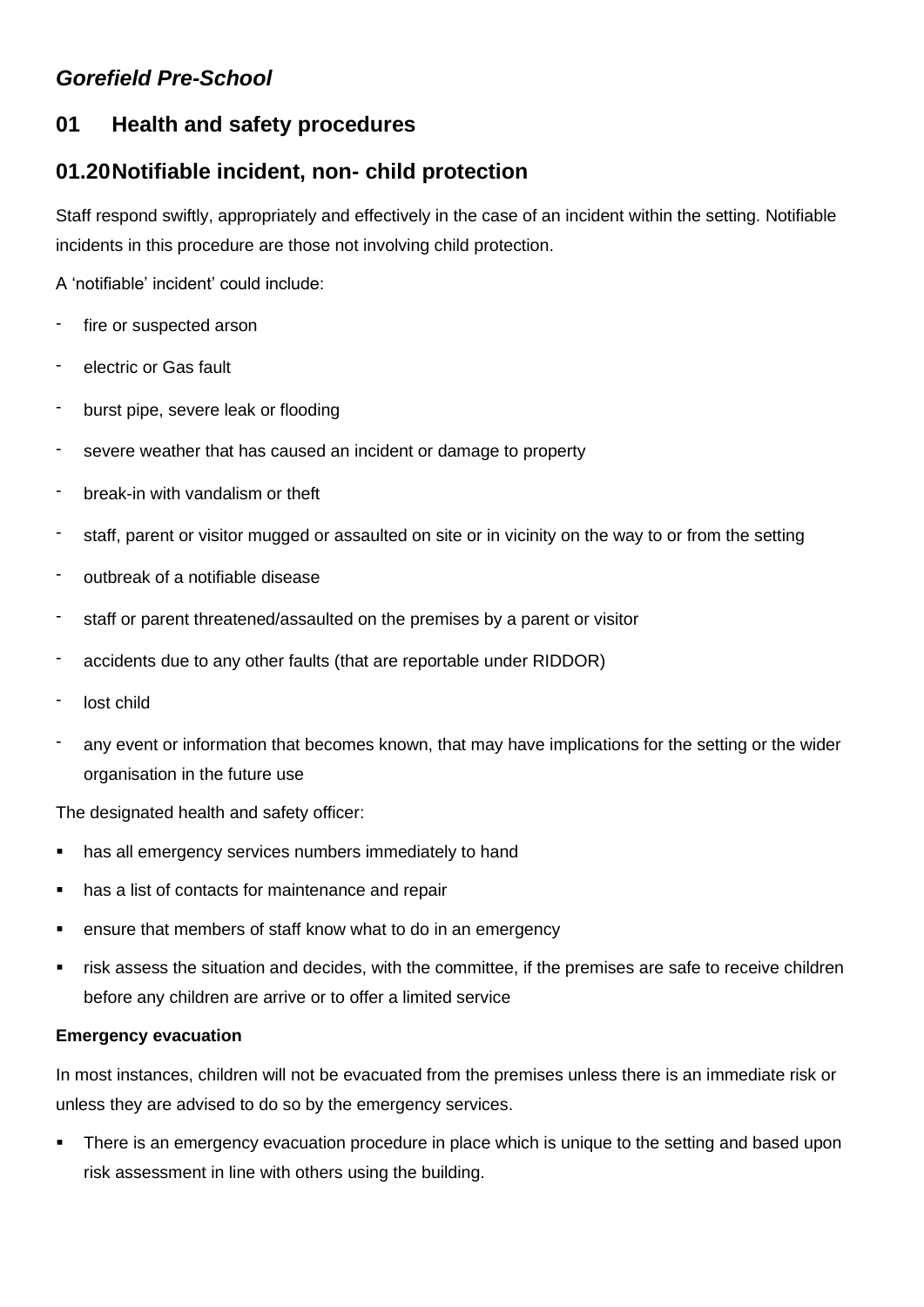***Gorefield Pre-School***

## 01 Health and safety procedures

## 01.20 Notifiable incident, non- child protection

Staff respond swiftly, appropriately and effectively in the case of an incident within the setting. Notifiable incidents in this procedure are those not involving child protection.

A 'notifiable' incident' could include:

- fire or suspected arson
- electric or Gas fault
- burst pipe, severe leak or flooding
- severe weather that has caused an incident or damage to property
- break-in with vandalism or theft
- staff, parent or visitor mugged or assaulted on site or in vicinity on the way to or from the setting
- outbreak of a notifiable disease
- staff or parent threatened/assaulted on the premises by a parent or visitor
- accidents due to any other faults (that are reportable under RIDDOR)
- lost child
- any event or information that becomes known, that may have implications for the setting or the wider organisation in the future use

The designated health and safety officer:

- has all emergency services numbers immediately to hand
- has a list of contacts for maintenance and repair
- ensure that members of staff know what to do in an emergency
- risk assess the situation and decides, with the committee, if the premises are safe to receive children before any children are arrive or to offer a limited service

**Emergency evacuation**

In most instances, children will not be evacuated from the premises unless there is an immediate risk or unless they are advised to do so by the emergency services.

- There is an emergency evacuation procedure in place which is unique to the setting and based upon risk assessment in line with others using the building.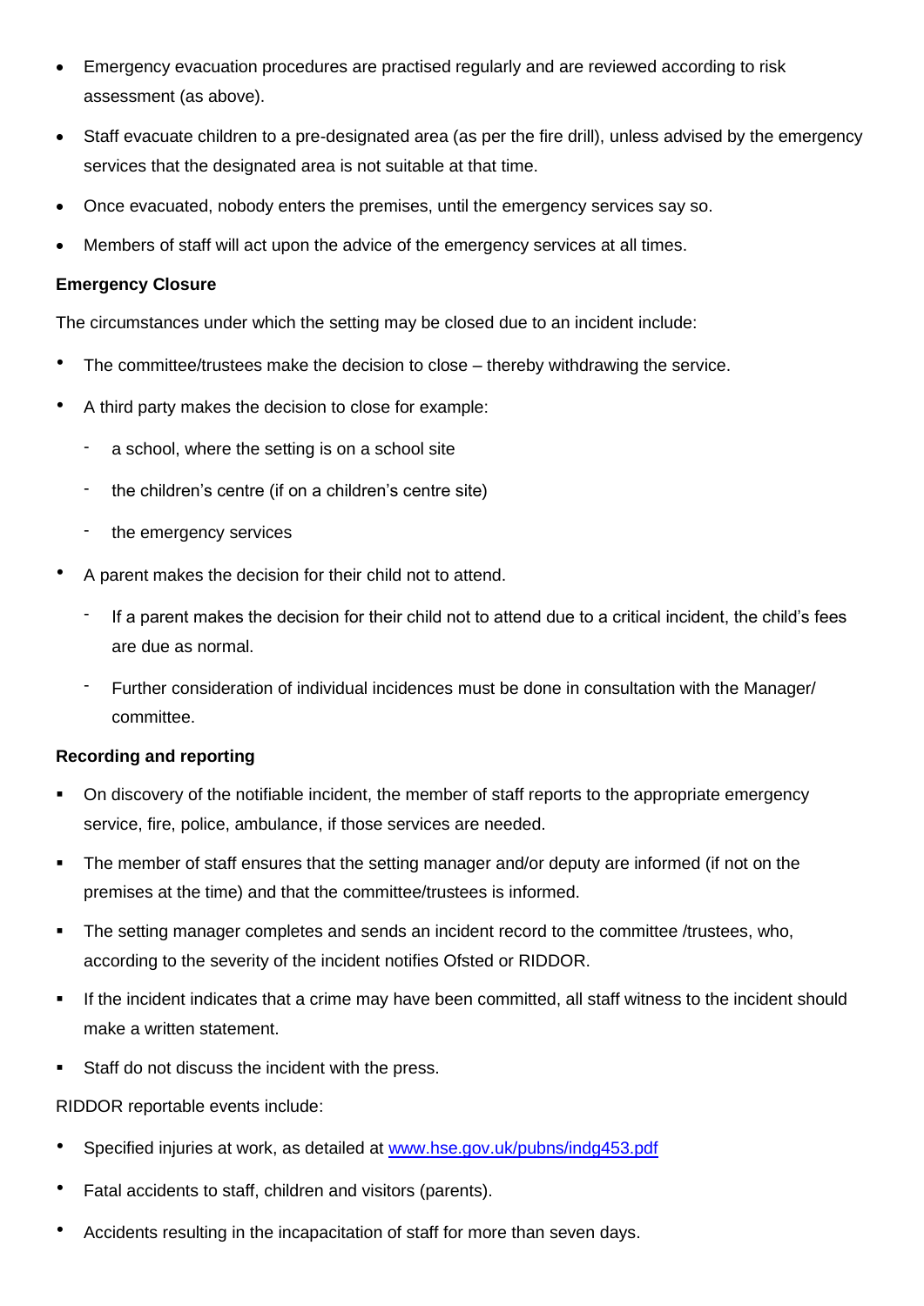- Emergency evacuation procedures are practised regularly and are reviewed according to risk assessment (as above).
- Staff evacuate children to a pre-designated area (as per the fire drill), unless advised by the emergency services that the designated area is not suitable at that time.
- Once evacuated, nobody enters the premises, until the emergency services say so.
- Members of staff will act upon the advice of the emergency services at all times.

**Emergency Closure**

The circumstances under which the setting may be closed due to an incident include:

- The committee/trustees make the decision to close – thereby withdrawing the service.
- A third party makes the decision to close for example:
  - a school, where the setting is on a school site
  - the children's centre (if on a children's centre site)
  - the emergency services
- A parent makes the decision for their child not to attend.
  - If a parent makes the decision for their child not to attend due to a critical incident, the child's fees are due as normal.
  - Further consideration of individual incidences must be done in consultation with the Manager/ committee.

**Recording and reporting**

- On discovery of the notifiable incident, the member of staff reports to the appropriate emergency service, fire, police, ambulance, if those services are needed.
- The member of staff ensures that the setting manager and/or deputy are informed (if not on the premises at the time) and that the committee/trustees is informed.
- The setting manager completes and sends an incident record to the committee /trustees, who, according to the severity of the incident notifies Ofsted or RIDDOR.
- If the incident indicates that a crime may have been committed, all staff witness to the incident should make a written statement.
- Staff do not discuss the incident with the press.

RIDDOR reportable events include:

- Specified injuries at work, as detailed at [www.hse.gov.uk/pubns/indg453.pdf](http://www.hse.gov.uk/pubns/indg453.pdf)
- Fatal accidents to staff, children and visitors (parents).
- Accidents resulting in the incapacitation of staff for more than seven days.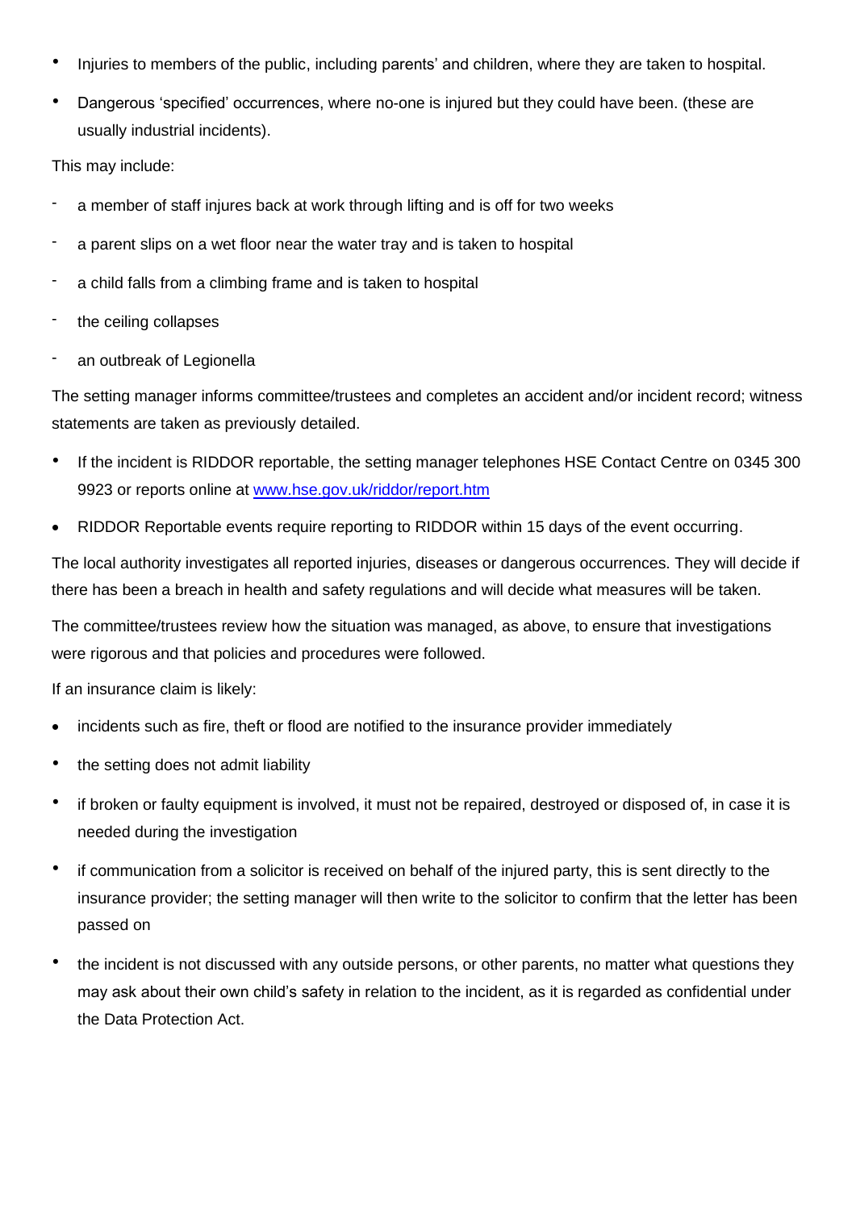- Injuries to members of the public, including parents' and children, where they are taken to hospital.
- Dangerous 'specified' occurrences, where no-one is injured but they could have been. (these are usually industrial incidents).

This may include:

- a member of staff injures back at work through lifting and is off for two weeks
- a parent slips on a wet floor near the water tray and is taken to hospital
- a child falls from a climbing frame and is taken to hospital
- the ceiling collapses
- an outbreak of Legionella

The setting manager informs committee/trustees and completes an accident and/or incident record; witness statements are taken as previously detailed.

- If the incident is RIDDOR reportable, the setting manager telephones HSE Contact Centre on 0345 300 9923 or reports online at [www.hse.gov.uk/riddor/report.htm](www.hse.gov.uk/riddor/report.htm)
- RIDDOR Reportable events require reporting to RIDDOR within 15 days of the event occurring.

The local authority investigates all reported injuries, diseases or dangerous occurrences. They will decide if there has been a breach in health and safety regulations and will decide what measures will be taken.

The committee/trustees review how the situation was managed, as above, to ensure that investigations were rigorous and that policies and procedures were followed.

If an insurance claim is likely:

- incidents such as fire, theft or flood are notified to the insurance provider immediately
- the setting does not admit liability
- if broken or faulty equipment is involved, it must not be repaired, destroyed or disposed of, in case it is needed during the investigation
- if communication from a solicitor is received on behalf of the injured party, this is sent directly to the insurance provider; the setting manager will then write to the solicitor to confirm that the letter has been passed on
- the incident is not discussed with any outside persons, or other parents, no matter what questions they may ask about their own child's safety in relation to the incident, as it is regarded as confidential under the Data Protection Act.